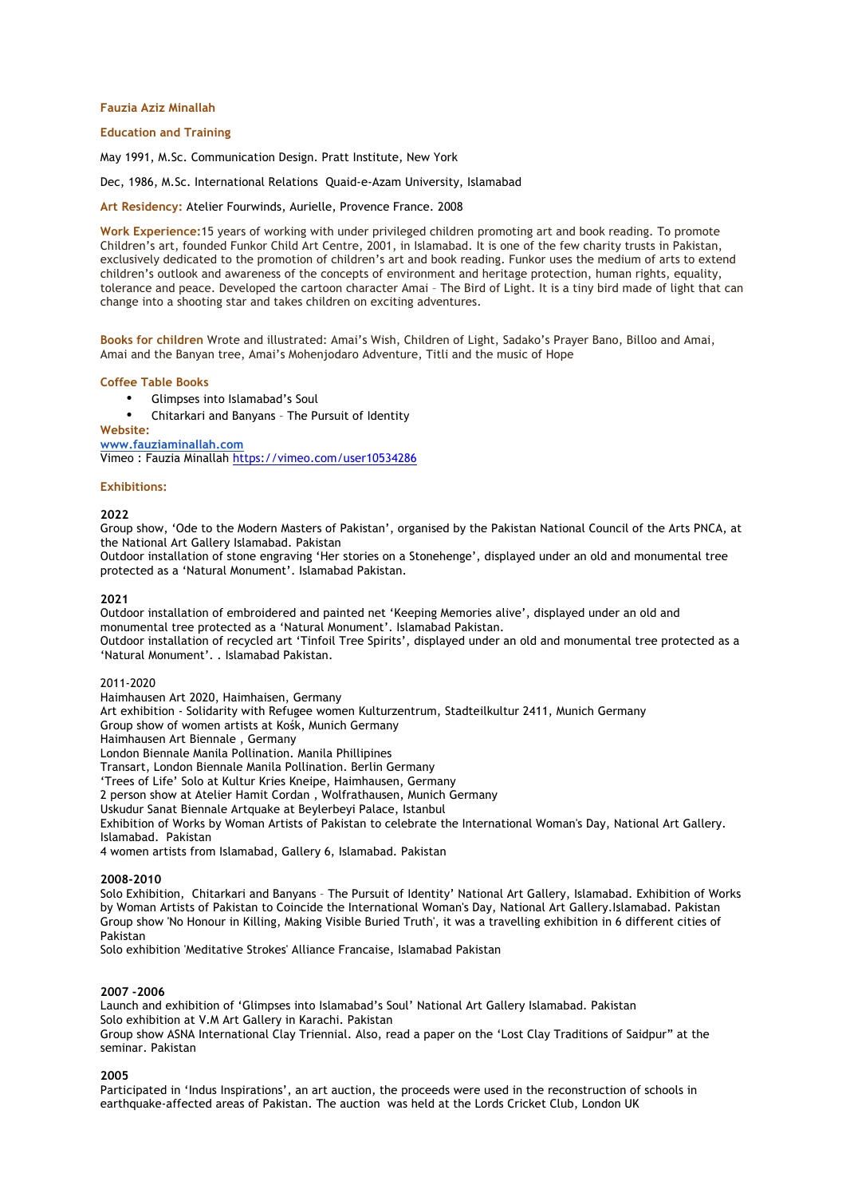# Fauzia Aziz Minallah

## Education and Training

May 1991, M.Sc. Communication Design. Pratt Institute, New York

Dec, 1986, M.Sc. International Relations Quaid-e-Azam University, Islamabad

**Art Residency:** Atelier Fourwinds, Aurielle, Provence France. 2008

**Work Experience:** 15 years of working with under privileged children promoting art and book reading. To promote Children's art, founded Funkor Child Art Centre, 2001, in Islamabad. It is one of the few charity trusts in Pakistan, exclusively dedicated to the promotion of children's art and book reading. Funkor uses the medium of arts to extend children's outlook and awareness of the concepts of environment and heritage protection, human rights, equality, tolerance and peace. Developed the cartoon character Amai – The Bird of Light. It is a tiny bird made of light that can change into a shooting star and takes children on exciting adventures.

**Books for children** Wrote and illustrated: Amai's Wish, Children of Light, Sadako's Prayer Bano, Billoo and Amai, Amai and the Banyan tree, Amai's Mohenjodaro Adventure, Titli and the music of Hope

## Coffee Table Books

- Glimpses into Islamabad's Soul
- Chitarkari and Banyans – The Pursuit of Identity

**Website:**
www.fauziaminallah.com
Vimeo : Fauzia Minallah https://vimeo.com/user10534286

## Exhibitions:

**2022**
Group show, 'Ode to the Modern Masters of Pakistan', organised by the Pakistan National Council of the Arts PNCA, at the National Art Gallery Islamabad. Pakistan
Outdoor installation of stone engraving 'Her stories on a Stonehenge', displayed under an old and monumental tree protected as a 'Natural Monument'. Islamabad Pakistan.

**2021**
Outdoor installation of embroidered and painted net 'Keeping Memories alive', displayed under an old and monumental tree protected as a 'Natural Monument'. Islamabad Pakistan.
Outdoor installation of recycled art 'Tinfoil Tree Spirits', displayed under an old and monumental tree protected as a 'Natural Monument'. . Islamabad Pakistan.

2011-2020
Haimhausen Art 2020, Haimhaisen, Germany
Art exhibition - Solidarity with Refugee women Kulturzentrum, Stadteilkultur 2411, Munich Germany
Group show of women artists at Kośk, Munich Germany
Haimhausen Art Biennale , Germany
London Biennale Manila Pollination. Manila Phillipines
Transart, London Biennale Manila Pollination. Berlin Germany
'Trees of Life' Solo at Kultur Kries Kneipe, Haimhausen, Germany
2 person show at Atelier Hamit Cordan , Wolfrathausen, Munich Germany
Uskudur Sanat Biennale Artquake at Beylerbeyi Palace, Istanbul
Exhibition of Works by Woman Artists of Pakistan to celebrate the International Woman's Day, National Art Gallery. Islamabad. Pakistan
4 women artists from Islamabad, Gallery 6, Islamabad. Pakistan

**2008-2010**
Solo Exhibition, Chitarkari and Banyans – The Pursuit of Identity' National Art Gallery, Islamabad. Exhibition of Works by Woman Artists of Pakistan to Coincide the International Woman's Day, National Art Gallery.Islamabad. Pakistan
Group show 'No Honour in Killing, Making Visible Buried Truth', it was a travelling exhibition in 6 different cities of Pakistan
Solo exhibition 'Meditative Strokes' Alliance Francaise, Islamabad Pakistan

**2007 -2006**
Launch and exhibition of 'Glimpses into Islamabad's Soul' National Art Gallery Islamabad. Pakistan
Solo exhibition at V.M Art Gallery in Karachi. Pakistan
Group show ASNA International Clay Triennial. Also, read a paper on the 'Lost Clay Traditions of Saidpur" at the seminar. Pakistan

**2005**
Participated in 'Indus Inspirations', an art auction, the proceeds were used in the reconstruction of schools in earthquake-affected areas of Pakistan. The auction was held at the Lords Cricket Club, London UK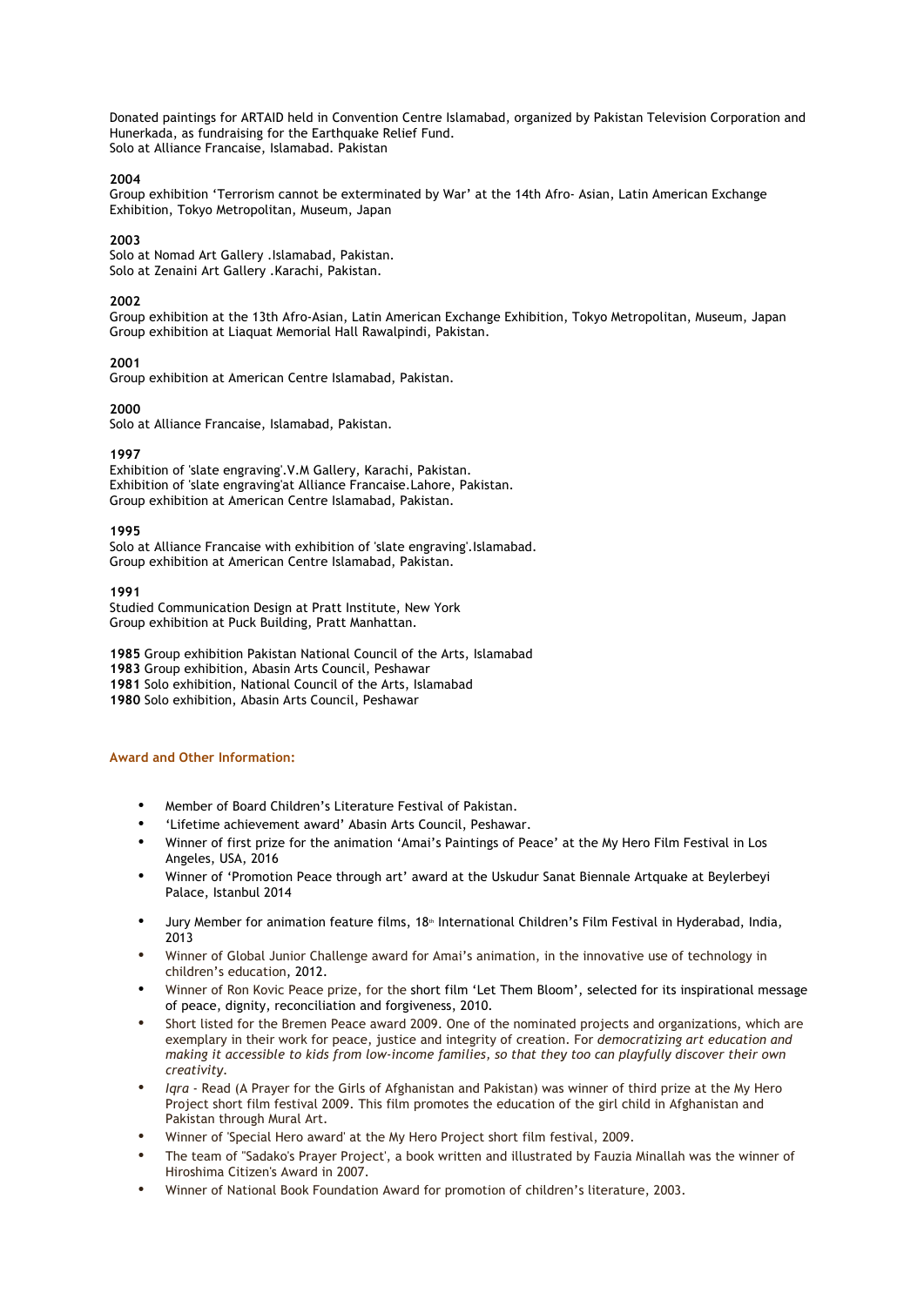Donated paintings for ARTAID held in Convention Centre Islamabad, organized by Pakistan Television Corporation and Hunerkada, as fundraising for the Earthquake Relief Fund.
Solo at Alliance Francaise, Islamabad. Pakistan

**2004**
Group exhibition 'Terrorism cannot be exterminated by War' at the 14th Afro- Asian, Latin American Exchange Exhibition, Tokyo Metropolitan, Museum, Japan

**2003**
Solo at Nomad Art Gallery .Islamabad, Pakistan.
Solo at Zenaini Art Gallery .Karachi, Pakistan.

**2002**
Group exhibition at the 13th Afro-Asian, Latin American Exchange Exhibition, Tokyo Metropolitan, Museum, Japan
Group exhibition at Liaquat Memorial Hall Rawalpindi, Pakistan.

**2001**
Group exhibition at American Centre Islamabad, Pakistan.

**2000**
Solo at Alliance Francaise, Islamabad, Pakistan.

**1997**
Exhibition of 'slate engraving'.V.M Gallery, Karachi, Pakistan.
Exhibition of 'slate engraving'at Alliance Francaise.Lahore, Pakistan.
Group exhibition at American Centre Islamabad, Pakistan.

**1995**
Solo at Alliance Francaise with exhibition of 'slate engraving'.Islamabad.
Group exhibition at American Centre Islamabad, Pakistan.

**1991**
Studied Communication Design at Pratt Institute, New York
Group exhibition at Puck Building, Pratt Manhattan.

**1985** Group exhibition Pakistan National Council of the Arts, Islamabad
**1983** Group exhibition, Abasin Arts Council, Peshawar
**1981** Solo exhibition, National Council of the Arts, Islamabad
**1980** Solo exhibition, Abasin Arts Council, Peshawar

**Award and Other Information:**

- Member of Board Children's Literature Festival of Pakistan.
- 'Lifetime achievement award' Abasin Arts Council, Peshawar.
- Winner of first prize for the animation 'Amai's Paintings of Peace' at the My Hero Film Festival in Los Angeles, USA, 2016
- Winner of 'Promotion Peace through art' award at the Uskudur Sanat Biennale Artquake at Beylerbeyi Palace, Istanbul 2014
- Jury Member for animation feature films, 18th International Children's Film Festival in Hyderabad, India, 2013
- Winner of Global Junior Challenge award for Amai's animation, in the innovative use of technology in children's education, 2012.
- Winner of Ron Kovic Peace prize, for the short film 'Let Them Bloom', selected for its inspirational message of peace, dignity, reconciliation and forgiveness, 2010.
- Short listed for the Bremen Peace award 2009. One of the nominated projects and organizations, which are exemplary in their work for peace, justice and integrity of creation. For *democratizing art education and making it accessible to kids from low-income families, so that they too can playfully discover their own creativity.*
- *Iqra* - Read (A Prayer for the Girls of Afghanistan and Pakistan) was winner of third prize at the My Hero Project short film festival 2009. This film promotes the education of the girl child in Afghanistan and Pakistan through Mural Art.
- Winner of 'Special Hero award' at the My Hero Project short film festival, 2009.
- The team of "Sadako's Prayer Project', a book written and illustrated by Fauzia Minallah was the winner of Hiroshima Citizen's Award in 2007.
- Winner of National Book Foundation Award for promotion of children's literature, 2003.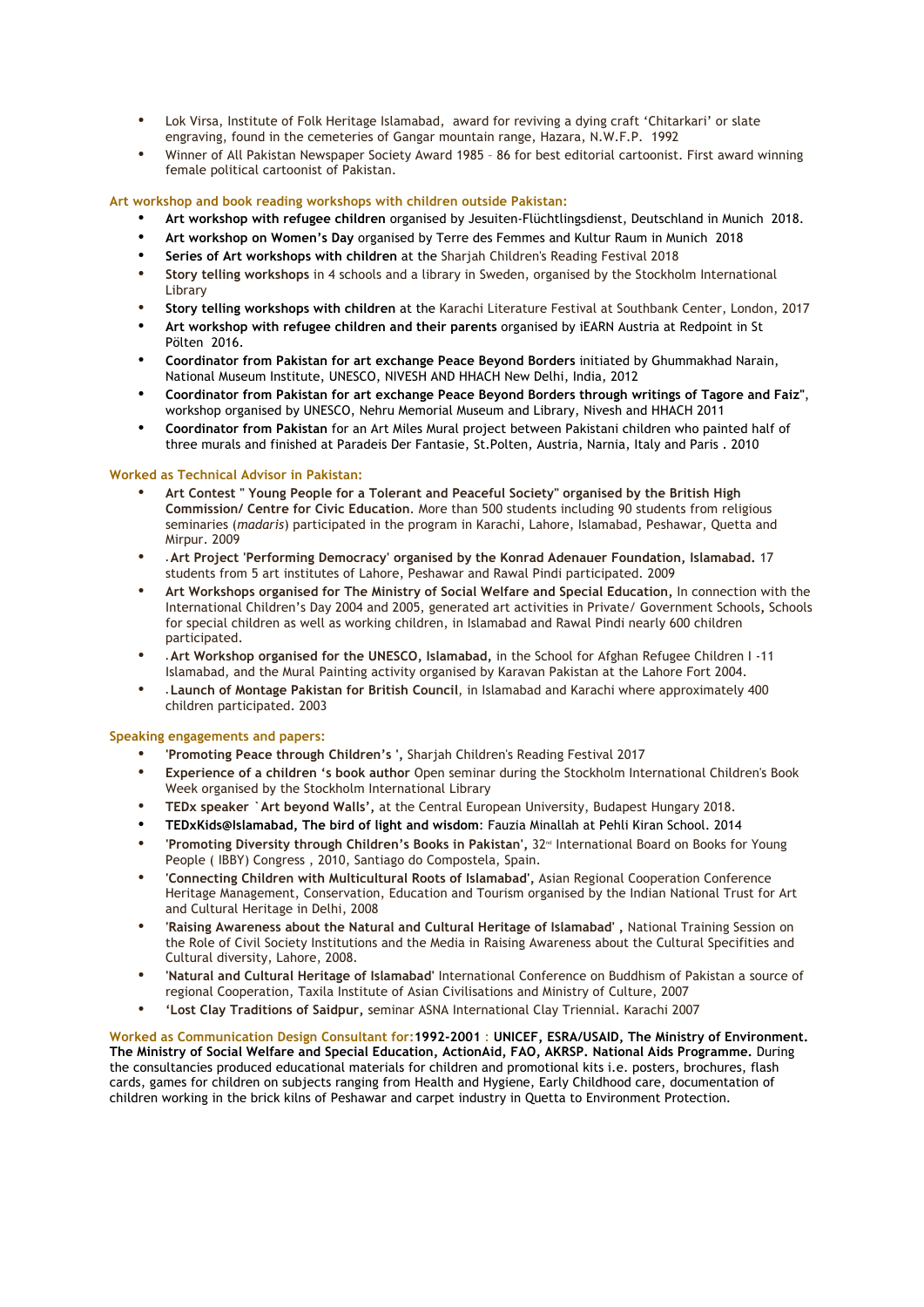- Lok Virsa, Institute of Folk Heritage Islamabad, award for reviving a dying craft 'Chitarkari' or slate engraving, found in the cemeteries of Gangar mountain range, Hazara, N.W.F.P. 1992
- Winner of All Pakistan Newspaper Society Award 1985 – 86 for best editorial cartoonist. First award winning female political cartoonist of Pakistan.

**Art workshop and book reading workshops with children outside Pakistan:**

- **Art workshop with refugee children** organised by Jesuiten-Flüchtlingsdienst, Deutschland in Munich 2018.
- **Art workshop on Women's Day** organised by Terre des Femmes and Kultur Raum in Munich 2018
- **Series of Art workshops with children** at the Sharjah Children's Reading Festival 2018
- **Story telling workshops** in 4 schools and a library in Sweden, organised by the Stockholm International Library
- **Story telling workshops with children** at the Karachi Literature Festival at Southbank Center, London, 2017
- **Art workshop with refugee children and their parents** organised by iEARN Austria at Redpoint in St Pölten 2016.
- **Coordinator from Pakistan for art exchange Peace Beyond Borders** initiated by Ghummakhad Narain, National Museum Institute, UNESCO, NIVESH AND HHACH New Delhi, India, 2012
- **Coordinator from Pakistan for art exchange Peace Beyond Borders through writings of Tagore and Faiz"**, workshop organised by UNESCO, Nehru Memorial Museum and Library, Nivesh and HHACH 2011
- **Coordinator from Pakistan** for an Art Miles Mural project between Pakistani children who painted half of three murals and finished at Paradeis Der Fantasie, St.Polten, Austria, Narnia, Italy and Paris . 2010

**Worked as Technical Advisor in Pakistan:**

- **Art Contest " Young People for a Tolerant and Peaceful Society" organised by the British High Commission/ Centre for Civic Education**. More than 500 students including 90 students from religious seminaries (*madaris*) participated in the program in Karachi, Lahore, Islamabad, Peshawar, Quetta and Mirpur. 2009
- .**Art Project 'Performing Democracy' organised by the Konrad Adenauer Foundation, Islamabad.** 17 students from 5 art institutes of Lahore, Peshawar and Rawal Pindi participated. 2009
- **Art Workshops organised for The Ministry of Social Welfare and Special Education,** In connection with the International Children's Day 2004 and 2005, generated art activities in Private/ Government Schools**,** Schools for special children as well as working children, in Islamabad and Rawal Pindi nearly 600 children participated.
- .**Art Workshop organised for the UNESCO, Islamabad,** in the School for Afghan Refugee Children I -11 Islamabad, and the Mural Painting activity organised by Karavan Pakistan at the Lahore Fort 2004.
- .**Launch of Montage Pakistan for British Council**, in Islamabad and Karachi where approximately 400 children participated. 2003

**Speaking engagements and papers:**

- '**Promoting Peace through Children's ',** Sharjah Children's Reading Festival 2017
- **Experience of a children 's book author** Open seminar during the Stockholm International Children's Book Week organised by the Stockholm International Library
- **TEDx speaker `Art beyond Walls',** at the Central European University, Budapest Hungary 2018.
- **TEDxKids@Islamabad, The bird of light and wisdom**: Fauzia Minallah at Pehli Kiran School. 2014
- '**Promoting Diversity through Children's Books in Pakistan',** 32nd International Board on Books for Young People ( IBBY) Congress , 2010, Santiago do Compostela, Spain.
- '**Connecting Children with Multicultural Roots of Islamabad',** Asian Regional Cooperation Conference Heritage Management, Conservation, Education and Tourism organised by the Indian National Trust for Art and Cultural Heritage in Delhi, 2008
- '**Raising Awareness about the Natural and Cultural Heritage of Islamabad' ,** National Training Session on the Role of Civil Society Institutions and the Media in Raising Awareness about the Cultural Specifities and Cultural diversity, Lahore, 2008.
- '**Natural and Cultural Heritage of Islamabad**' International Conference on Buddhism of Pakistan a source of regional Cooperation, Taxila Institute of Asian Civilisations and Ministry of Culture, 2007
- **'Lost Clay Traditions of Saidpur,** seminar ASNA International Clay Triennial. Karachi 2007

**Worked as Communication Design Consultant for:1992-2001** : **UNICEF, ESRA/USAID, The Ministry of Environment. The Ministry of Social Welfare and Special Education, ActionAid, FAO, AKRSP. National Aids Programme.** During the consultancies produced educational materials for children and promotional kits i.e. posters, brochures, flash cards, games for children on subjects ranging from Health and Hygiene, Early Childhood care, documentation of children working in the brick kilns of Peshawar and carpet industry in Quetta to Environment Protection.